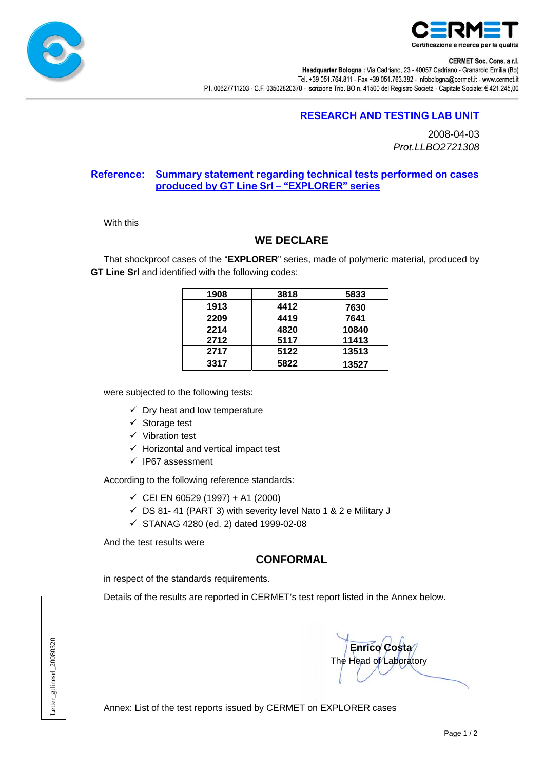CERMET

Certificazione e ricerca per la qualità

**CERMET Soc. Cons. a r.l.**

**Headquarter Bologna :** Via Cadriano, 23 - 40057 Cadriano - Granarolo Emilia (Bo)
Tel. +39 051.764.811 - Fax +39 051.763.382 - infobologna@cermet.it - www.cermet.it
P.I. 00627711203 - C.F. 03502820370 - Iscrizione Trib. BO n. 41500 del Registro Società - Capitale Sociale: € 421.245,00

## RESEARCH AND TESTING LAB UNIT

2008-04-03
*Prot.LLBO2721308*

**Reference: Summary statement regarding technical tests performed on cases produced by GT Line Srl – "EXPLORER" series**

With this

## WE DECLARE

That shockproof cases of the "**EXPLORER**" series, made of polymeric material, produced by **GT Line Srl** and identified with the following codes:

| 1908 | 3818 | 5833 |
|---|---|---|
| 1913 | 4412 | 7630 |
| 2209 | 4419 | 7641 |
| 2214 | 4820 | 10840 |
| 2712 | 5117 | 11413 |
| 2717 | 5122 | 13513 |
| 3317 | 5822 | 13527 |

were subjected to the following tests:

- ✓ Dry heat and low temperature
- ✓ Storage test
- ✓ Vibration test
- ✓ Horizontal and vertical impact test
- ✓ IP67 assessment

According to the following reference standards:

- ✓ CEI EN 60529 (1997) + A1 (2000)
- ✓ DS 81- 41 (PART 3) with severity level Nato 1 & 2 e Military J
- ✓ STANAG 4280 (ed. 2) dated 1999-02-08

And the test results were

## CONFORMAL

in respect of the standards requirements.

Details of the results are reported in CERMET's test report listed in the Annex below.

**Enrico Costa**
The Head of Laboratory

Letter_gtlinesrl_20080320

Annex: List of the test reports issued by CERMET on EXPLORER cases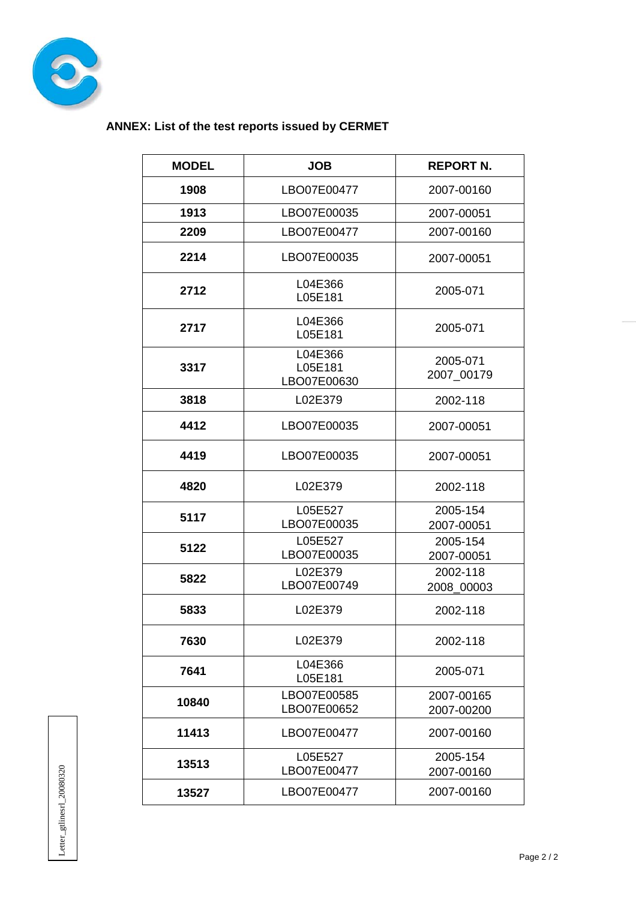**ANNEX: List of the test reports issued by CERMET**

| MODEL | JOB | REPORT N. |
|---|---|---|
| **1908** | LBO07E00477 | 2007-00160 |
| **1913** | LBO07E00035 | 2007-00051 |
| **2209** | LBO07E00477 | 2007-00160 |
| **2214** | LBO07E00035 | 2007-00051 |
| **2712** | L04E366<br>L05E181 | 2005-071 |
| **2717** | L04E366<br>L05E181 | 2005-071 |
| **3317** | L04E366<br>L05E181<br>LBO07E00630 | 2005-071<br>2007_00179 |
| **3818** | L02E379 | 2002-118 |
| **4412** | LBO07E00035 | 2007-00051 |
| **4419** | LBO07E00035 | 2007-00051 |
| **4820** | L02E379 | 2002-118 |
| **5117** | L05E527<br>LBO07E00035 | 2005-154<br>2007-00051 |
| **5122** | L05E527<br>LBO07E00035 | 2005-154<br>2007-00051 |
| **5822** | L02E379<br>LBO07E00749 | 2002-118<br>2008_00003 |
| **5833** | L02E379 | 2002-118 |
| **7630** | L02E379 | 2002-118 |
| **7641** | L04E366<br>L05E181 | 2005-071 |
| **10840** | LBO07E00585<br>LBO07E00652 | 2007-00165<br>2007-00200 |
| **11413** | LBO07E00477 | 2007-00160 |
| **13513** | L05E527<br>LBO07E00477 | 2005-154<br>2007-00160 |
| **13527** | LBO07E00477 | 2007-00160 |

Letter_gtlinesrl_20080320